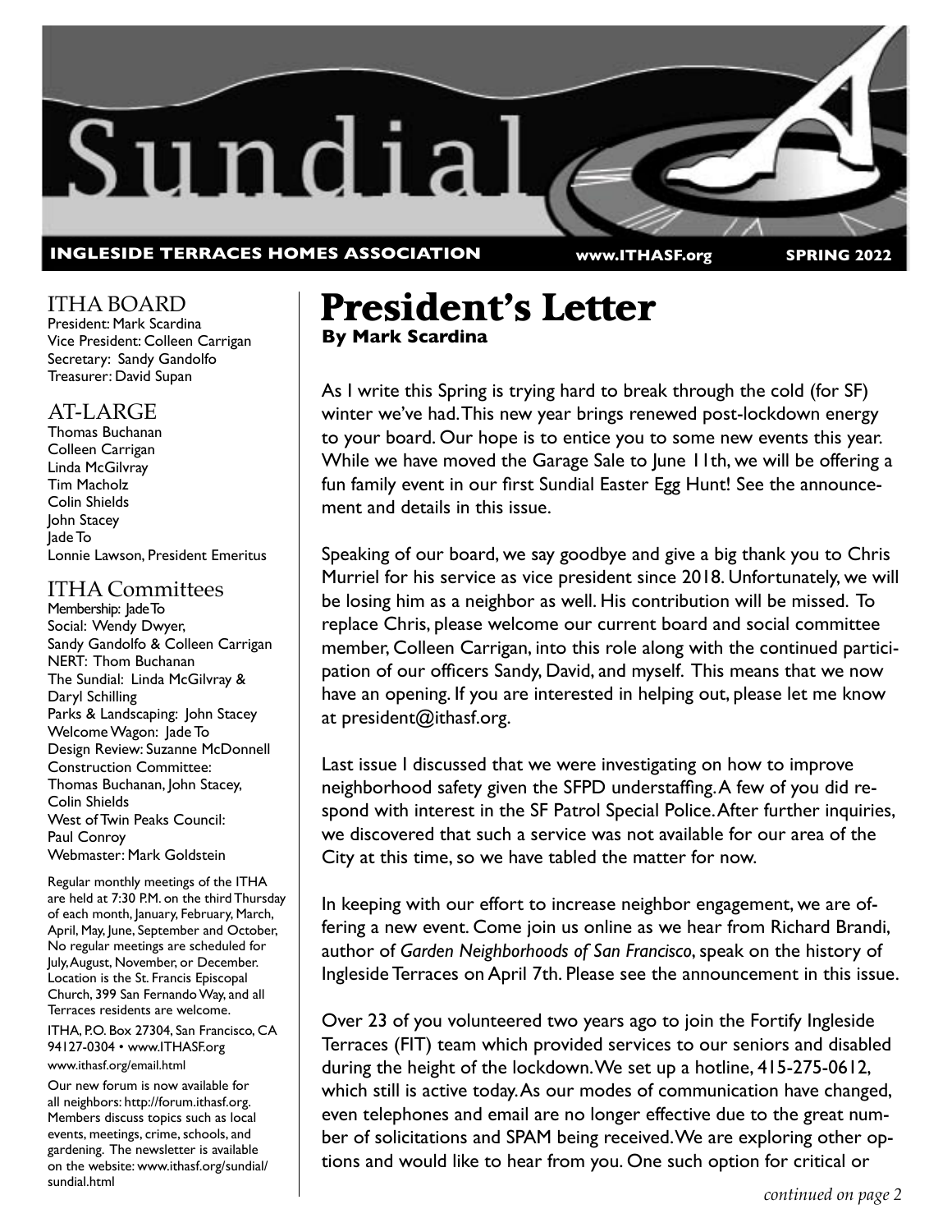# Sundial

**INGLESIDE TERRACES HOMES ASSOCIATION** www.ITHASF.org **SPRING 2022**

## President's Letter

**By Mark Scardina**

As I write this Spring is trying hard to break through the cold (for SF) winter we've had. This new year brings renewed post-lockdown energy to your board. Our hope is to entice you to some new events this year. While we have moved the Garage Sale to June 11th, we will be offering a fun family event in our first Sundial Easter Egg Hunt! See the announcement and details in this issue.

Speaking of our board, we say goodbye and give a big thank you to Chris Murriel for his service as vice president since 2018. Unfortunately, we will be losing him as a neighbor as well. His contribution will be missed. To replace Chris, please welcome our current board and social committee member, Colleen Carrigan, into this role along with the continued participation of our officers Sandy, David, and myself. This means that we now have an opening. If you are interested in helping out, please let me know at president@ithasf.org.

Last issue I discussed that we were investigating on how to improve neighborhood safety given the SFPD understaffing. A few of you did respond with interest in the SF Patrol Special Police. After further inquiries, we discovered that such a service was not available for our area of the City at this time, so we have tabled the matter for now.

In keeping with our effort to increase neighbor engagement, we are offering a new event. Come join us online as we hear from Richard Brandi, author of *Garden Neighborhoods of San Francisco*, speak on the history of Ingleside Terraces on April 7th. Please see the announcement in this issue.

Over 23 of you volunteered two years ago to join the Fortify Ingleside Terraces (FIT) team which provided services to our seniors and disabled during the height of the lockdown. We set up a hotline, 415-275-0612, which still is active today. As our modes of communication have changed, even telephones and email are no longer effective due to the great number of solicitations and SPAM being received. We are exploring other options and would like to hear from you. One such option for critical or

*continued on page 2*

---

### ITHA BOARD

President: Mark Scardina
Vice President: Colleen Carrigan
Secretary: Sandy Gandolfo
Treasurer: David Supan

### AT-LARGE

Thomas Buchanan
Colleen Carrigan
Linda McGilvray
Tim Macholz
Colin Shields
John Stacey
Jade To
Lonnie Lawson, President Emeritus

### ITHA Committees

Membership: Jade To
Social: Wendy Dwyer, Sandy Gandolfo & Colleen Carrigan
NERT: Thom Buchanan
The Sundial: Linda McGilvray & Daryl Schilling
Parks & Landscaping: John Stacey
Welcome Wagon: Jade To
Design Review: Suzanne McDonnell
Construction Committee: Thomas Buchanan, John Stacey, Colin Shields
West of Twin Peaks Council: Paul Conroy
Webmaster: Mark Goldstein

Regular monthly meetings of the ITHA are held at 7:30 P.M. on the third Thursday of each month, January, February, March, April, May, June, September and October, No regular meetings are scheduled for July, August, November, or December. Location is the St. Francis Episcopal Church, 399 San Fernando Way, and all Terraces residents are welcome.

ITHA, P.O. Box 27304, San Francisco, CA 94127-0304 • www.ITHASF.org
www.ithasf.org/email.html

Our new forum is now available for all neighbors: http://forum.ithasf.org. Members discuss topics such as local events, meetings, crime, schools, and gardening. The newsletter is available on the website: www.ithasf.org/sundial/sundial.html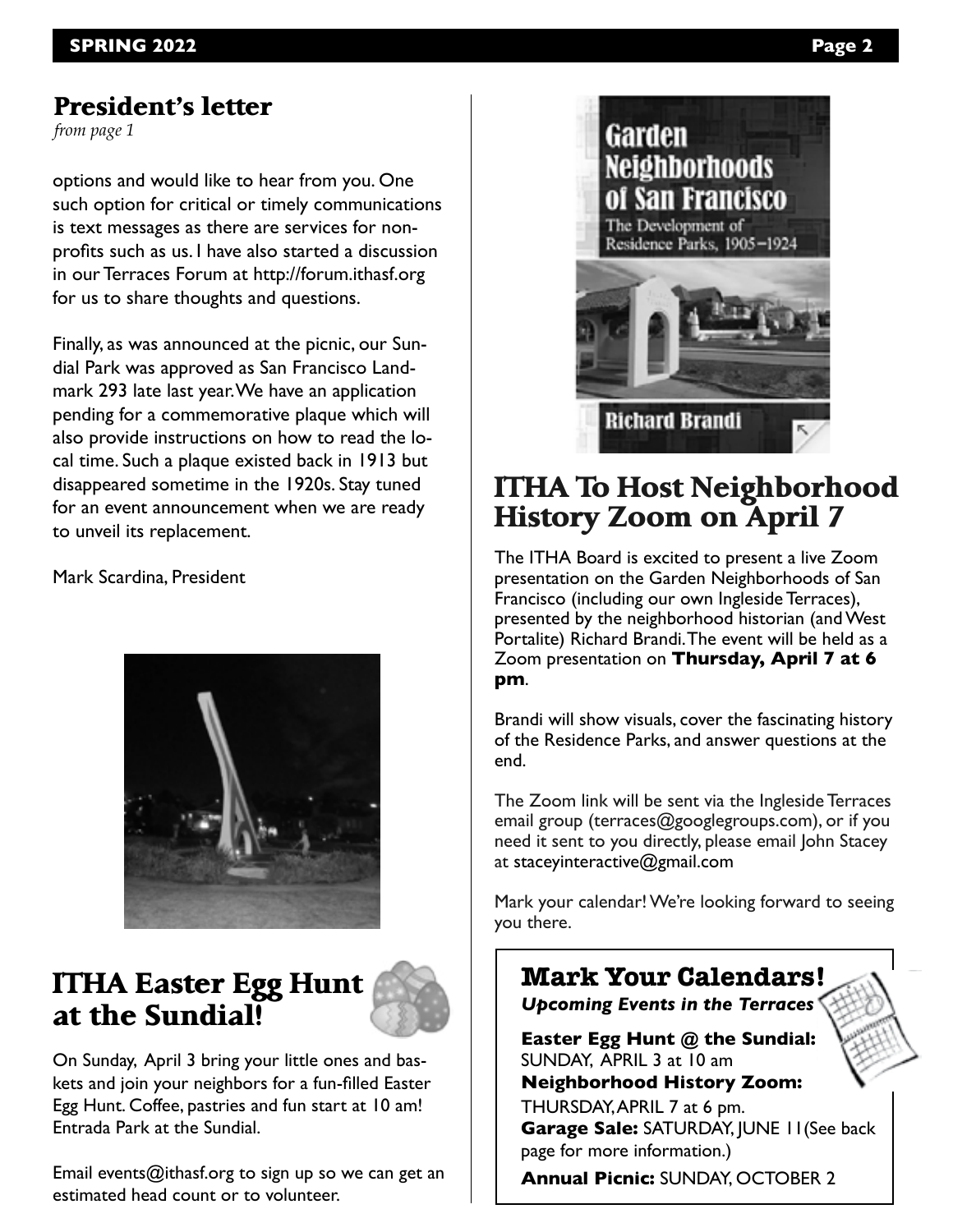## President's letter

*from page 1*

options and would like to hear from you. One such option for critical or timely communications is text messages as there are services for non-profits such as us. I have also started a discussion in our Terraces Forum at http://forum.ithasf.org for us to share thoughts and questions.

Finally, as was announced at the picnic, our Sundial Park was approved as San Francisco Landmark 293 late last year. We have an application pending for a commemorative plaque which will also provide instructions on how to read the local time. Such a plaque existed back in 1913 but disappeared sometime in the 1920s. Stay tuned for an event announcement when we are ready to unveil its replacement.

Mark Scardina, President

## ITHA Easter Egg Hunt at the Sundial!

On Sunday, April 3 bring your little ones and baskets and join your neighbors for a fun-filled Easter Egg Hunt. Coffee, pastries and fun start at 10 am! Entrada Park at the Sundial.

Email events@ithasf.org to sign up so we can get an estimated head count or to volunteer.

## ITHA To Host Neighborhood History Zoom on April 7

The ITHA Board is excited to present a live Zoom presentation on the Garden Neighborhoods of San Francisco (including our own Ingleside Terraces), presented by the neighborhood historian (and West Portalite) Richard Brandi. The event will be held as a Zoom presentation on **Thursday, April 7 at 6 pm**.

Brandi will show visuals, cover the fascinating history of the Residence Parks, and answer questions at the end.

The Zoom link will be sent via the Ingleside Terraces email group (terraces@googlegroups.com), or if you need it sent to you directly, please email John Stacey at staceyinteractive@gmail.com

Mark your calendar! We're looking forward to seeing you there.

## Mark Your Calendars!

***Upcoming Events in the Terraces***

**Easter Egg Hunt @ the Sundial:** SUNDAY, APRIL 3 at 10 am

**Neighborhood History Zoom:** THURSDAY, APRIL 7 at 6 pm.

**Garage Sale:** SATURDAY, JUNE 11 (See back page for more information.)

**Annual Picnic:** SUNDAY, OCTOBER 2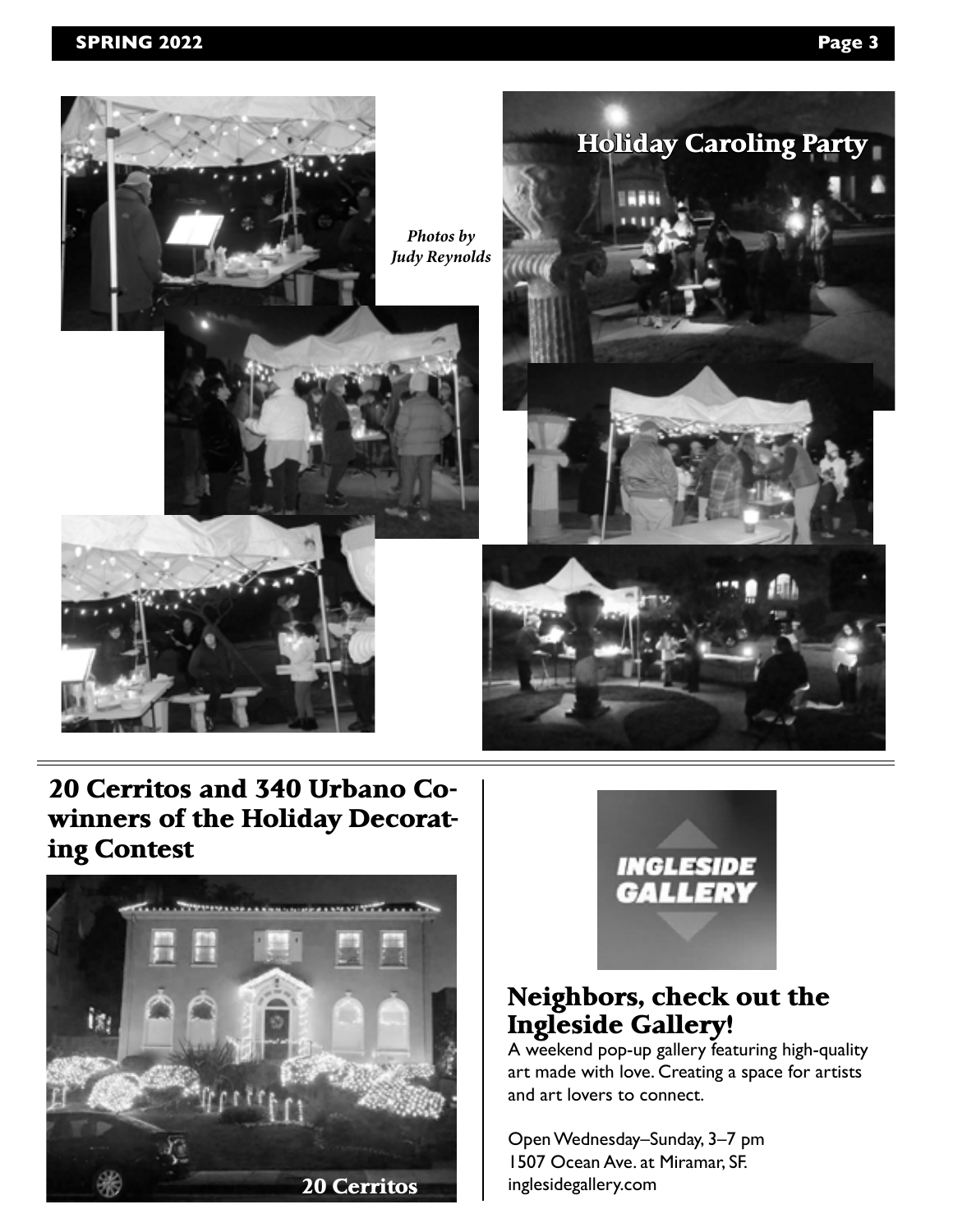## Holiday Caroling Party

*Photos by Judy Reynolds*

## 20 Cerritos and 340 Urbano Co-winners of the Holiday Decorating Contest

20 Cerritos

INGLESIDE GALLERY

## Neighbors, check out the Ingleside Gallery!

A weekend pop-up gallery featuring high-quality art made with love. Creating a space for artists and art lovers to connect.

Open Wednesday–Sunday, 3–7 pm
1507 Ocean Ave. at Miramar, SF.
inglesidegallery.com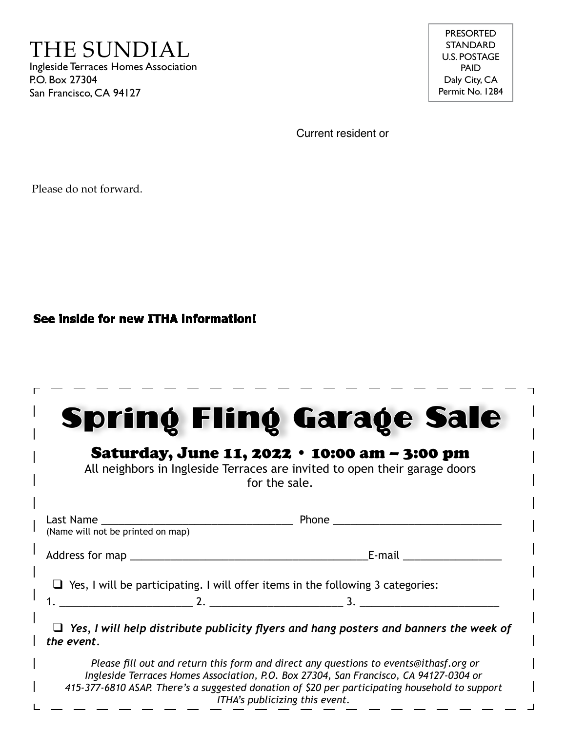THE SUNDIAL
Ingleside Terraces Homes Association
P.O. Box 27304
San Francisco, CA 94127

PRESORTED
STANDARD
U.S. POSTAGE
PAID
Daly City, CA
Permit No. 1284

Current resident or

Please do not forward.

**See inside for new ITHA information!**

# Spring Fling Garage Sale

## Saturday, June 11, 2022 • 10:00 am – 3:00 pm

All neighbors in Ingleside Terraces are invited to open their garage doors for the sale.

Last Name ________________________________ Phone ____________________________
(Name will not be printed on map)

Address for map ________________________________________E-mail ________________

❑ Yes, I will be participating. I will offer items in the following 3 categories:

1. _______________________ 2. _______________________ 3. _______________________

❑ ***Yes, I will help distribute publicity flyers and hang posters and banners the week of the event.***

*Please fill out and return this form and direct any questions to events@ithasf.org or Ingleside Terraces Homes Association, P.O. Box 27304, San Francisco, CA 94127-0304 or 415-377-6810 ASAP. There's a suggested donation of $20 per participating household to support ITHA's publicizing this event.*